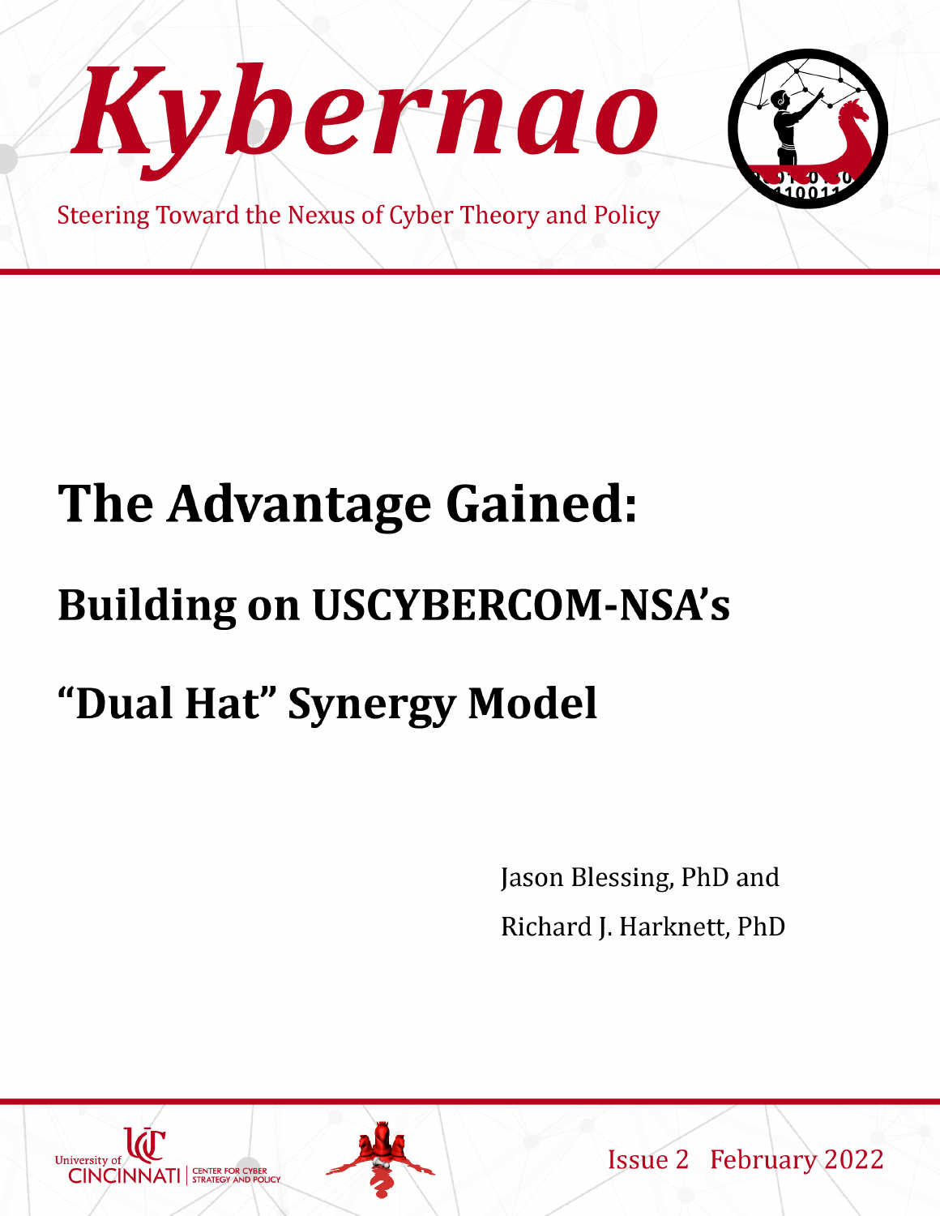# Kybernao

Steering Toward the Nexus of Cyber Theory and Policy

# The Advantage Gained:

## Building on USCYBERCOM-NSA's

## "Dual Hat" Synergy Model

Jason Blessing, PhD and

Richard J. Harknett, PhD

University of CINCINNATI | CENTER FOR CYBER STRATEGY AND POLICY

Issue 2 February 2022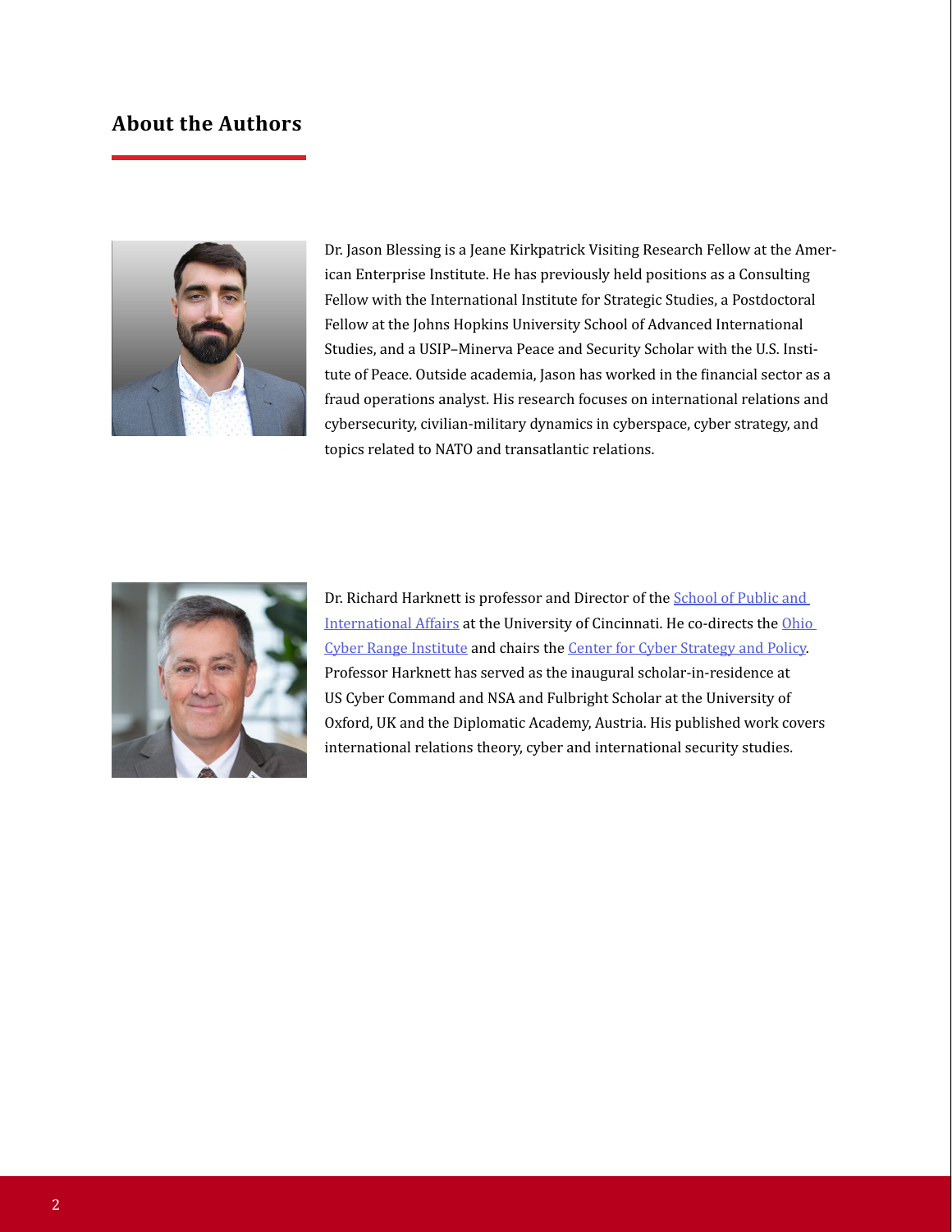## About the Authors

Dr. Jason Blessing is a Jeane Kirkpatrick Visiting Research Fellow at the American Enterprise Institute. He has previously held positions as a Consulting Fellow with the International Institute for Strategic Studies, a Postdoctoral Fellow at the Johns Hopkins University School of Advanced International Studies, and a USIP–Minerva Peace and Security Scholar with the U.S. Institute of Peace. Outside academia, Jason has worked in the financial sector as a fraud operations analyst. His research focuses on international relations and cybersecurity, civilian-military dynamics in cyberspace, cyber strategy, and topics related to NATO and transatlantic relations.

Dr. Richard Harknett is professor and Director of the School of Public and International Affairs at the University of Cincinnati. He co-directs the Ohio Cyber Range Institute and chairs the Center for Cyber Strategy and Policy. Professor Harknett has served as the inaugural scholar-in-residence at US Cyber Command and NSA and Fulbright Scholar at the University of Oxford, UK and the Diplomatic Academy, Austria. His published work covers international relations theory, cyber and international security studies.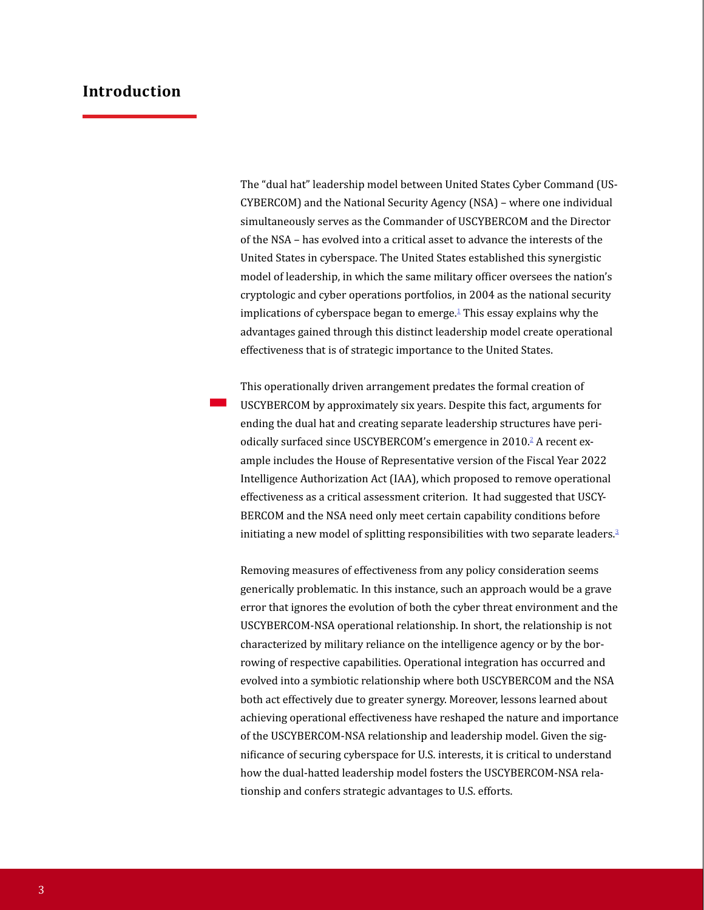## Introduction

The "dual hat" leadership model between United States Cyber Command (USCYBERCOM) and the National Security Agency (NSA) – where one individual simultaneously serves as the Commander of USCYBERCOM and the Director of the NSA – has evolved into a critical asset to advance the interests of the United States in cyberspace. The United States established this synergistic model of leadership, in which the same military officer oversees the nation's cryptologic and cyber operations portfolios, in 2004 as the national security implications of cyberspace began to emerge.[1] This essay explains why the advantages gained through this distinct leadership model create operational effectiveness that is of strategic importance to the United States.

This operationally driven arrangement predates the formal creation of USCYBERCOM by approximately six years. Despite this fact, arguments for ending the dual hat and creating separate leadership structures have periodically surfaced since USCYBERCOM's emergence in 2010.[2] A recent example includes the House of Representative version of the Fiscal Year 2022 Intelligence Authorization Act (IAA), which proposed to remove operational effectiveness as a critical assessment criterion. It had suggested that USCYBERCOM and the NSA need only meet certain capability conditions before initiating a new model of splitting responsibilities with two separate leaders.[3]

Removing measures of effectiveness from any policy consideration seems generically problematic. In this instance, such an approach would be a grave error that ignores the evolution of both the cyber threat environment and the USCYBERCOM-NSA operational relationship. In short, the relationship is not characterized by military reliance on the intelligence agency or by the borrowing of respective capabilities. Operational integration has occurred and evolved into a symbiotic relationship where both USCYBERCOM and the NSA both act effectively due to greater synergy. Moreover, lessons learned about achieving operational effectiveness have reshaped the nature and importance of the USCYBERCOM-NSA relationship and leadership model. Given the significance of securing cyberspace for U.S. interests, it is critical to understand how the dual-hatted leadership model fosters the USCYBERCOM-NSA relationship and confers strategic advantages to U.S. efforts.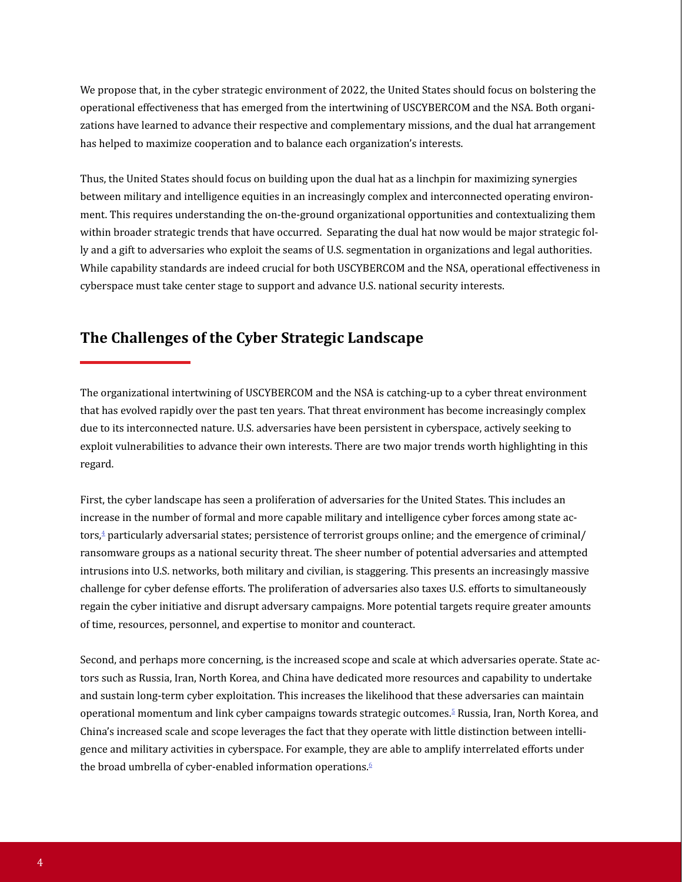We propose that, in the cyber strategic environment of 2022, the United States should focus on bolstering the operational effectiveness that has emerged from the intertwining of USCYBERCOM and the NSA. Both organizations have learned to advance their respective and complementary missions, and the dual hat arrangement has helped to maximize cooperation and to balance each organization's interests.

Thus, the United States should focus on building upon the dual hat as a linchpin for maximizing synergies between military and intelligence equities in an increasingly complex and interconnected operating environment. This requires understanding the on-the-ground organizational opportunities and contextualizing them within broader strategic trends that have occurred. Separating the dual hat now would be major strategic folly and a gift to adversaries who exploit the seams of U.S. segmentation in organizations and legal authorities. While capability standards are indeed crucial for both USCYBERCOM and the NSA, operational effectiveness in cyberspace must take center stage to support and advance U.S. national security interests.

## The Challenges of the Cyber Strategic Landscape

The organizational intertwining of USCYBERCOM and the NSA is catching-up to a cyber threat environment that has evolved rapidly over the past ten years. That threat environment has become increasingly complex due to its interconnected nature. U.S. adversaries have been persistent in cyberspace, actively seeking to exploit vulnerabilities to advance their own interests. There are two major trends worth highlighting in this regard.

First, the cyber landscape has seen a proliferation of adversaries for the United States. This includes an increase in the number of formal and more capable military and intelligence cyber forces among state actors,[4] particularly adversarial states; persistence of terrorist groups online; and the emergence of criminal/ransomware groups as a national security threat. The sheer number of potential adversaries and attempted intrusions into U.S. networks, both military and civilian, is staggering. This presents an increasingly massive challenge for cyber defense efforts. The proliferation of adversaries also taxes U.S. efforts to simultaneously regain the cyber initiative and disrupt adversary campaigns. More potential targets require greater amounts of time, resources, personnel, and expertise to monitor and counteract.

Second, and perhaps more concerning, is the increased scope and scale at which adversaries operate. State actors such as Russia, Iran, North Korea, and China have dedicated more resources and capability to undertake and sustain long-term cyber exploitation. This increases the likelihood that these adversaries can maintain operational momentum and link cyber campaigns towards strategic outcomes.[5] Russia, Iran, North Korea, and China's increased scale and scope leverages the fact that they operate with little distinction between intelligence and military activities in cyberspace. For example, they are able to amplify interrelated efforts under the broad umbrella of cyber-enabled information operations.[6]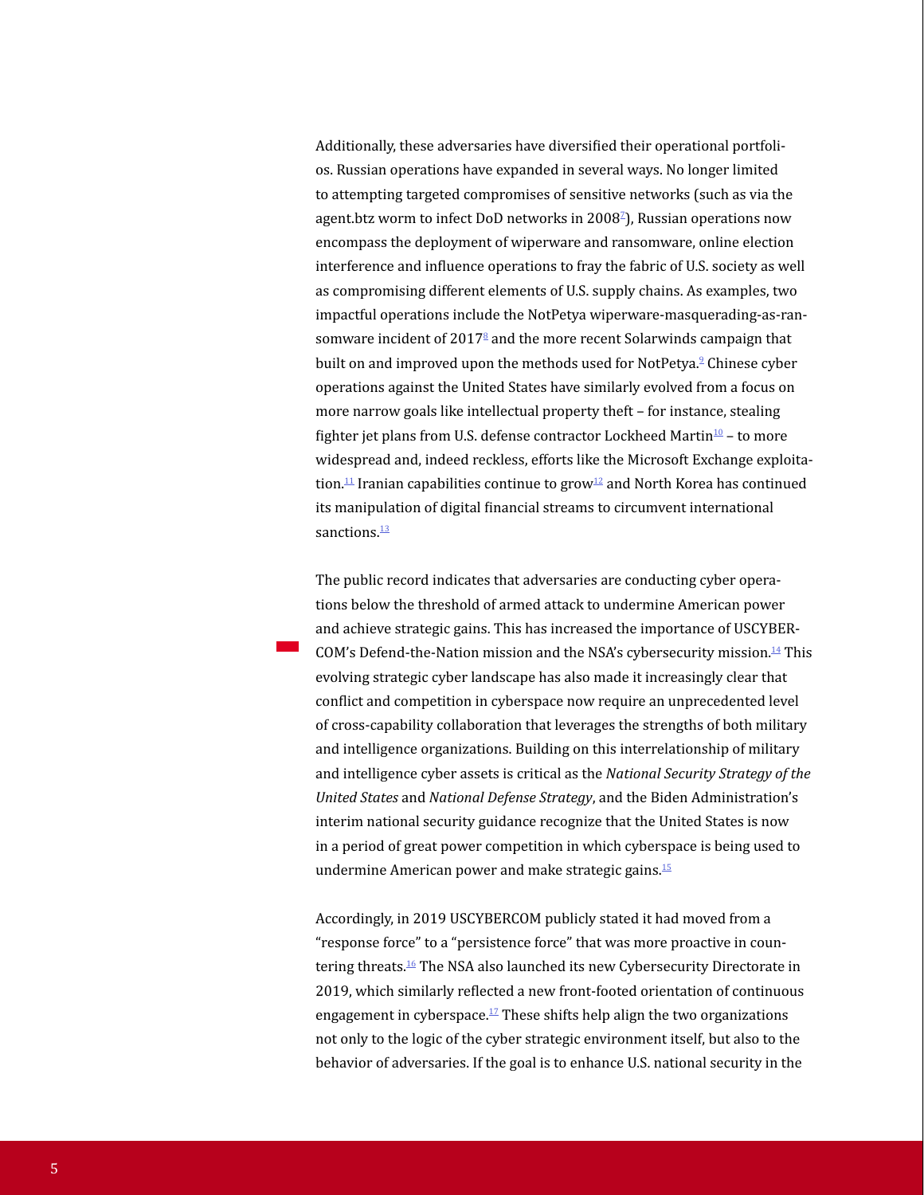Additionally, these adversaries have diversified their operational portfolios. Russian operations have expanded in several ways. No longer limited to attempting targeted compromises of sensitive networks (such as via the agent.btz worm to infect DoD networks in 2008[7]), Russian operations now encompass the deployment of wiperware and ransomware, online election interference and influence operations to fray the fabric of U.S. society as well as compromising different elements of U.S. supply chains. As examples, two impactful operations include the NotPetya wiperware-masquerading-as-ransomware incident of 2017[8] and the more recent Solarwinds campaign that built on and improved upon the methods used for NotPetya.[9] Chinese cyber operations against the United States have similarly evolved from a focus on more narrow goals like intellectual property theft – for instance, stealing fighter jet plans from U.S. defense contractor Lockheed Martin[10] – to more widespread and, indeed reckless, efforts like the Microsoft Exchange exploitation.[11] Iranian capabilities continue to grow[12] and North Korea has continued its manipulation of digital financial streams to circumvent international sanctions.[13]

The public record indicates that adversaries are conducting cyber operations below the threshold of armed attack to undermine American power and achieve strategic gains. This has increased the importance of USCYBERCOM's Defend-the-Nation mission and the NSA's cybersecurity mission.[14] This evolving strategic cyber landscape has also made it increasingly clear that conflict and competition in cyberspace now require an unprecedented level of cross-capability collaboration that leverages the strengths of both military and intelligence organizations. Building on this interrelationship of military and intelligence cyber assets is critical as the *National Security Strategy of the United States* and *National Defense Strategy*, and the Biden Administration's interim national security guidance recognize that the United States is now in a period of great power competition in which cyberspace is being used to undermine American power and make strategic gains.[15]

Accordingly, in 2019 USCYBERCOM publicly stated it had moved from a "response force" to a "persistence force" that was more proactive in countering threats.[16] The NSA also launched its new Cybersecurity Directorate in 2019, which similarly reflected a new front-footed orientation of continuous engagement in cyberspace.[17] These shifts help align the two organizations not only to the logic of the cyber strategic environment itself, but also to the behavior of adversaries. If the goal is to enhance U.S. national security in the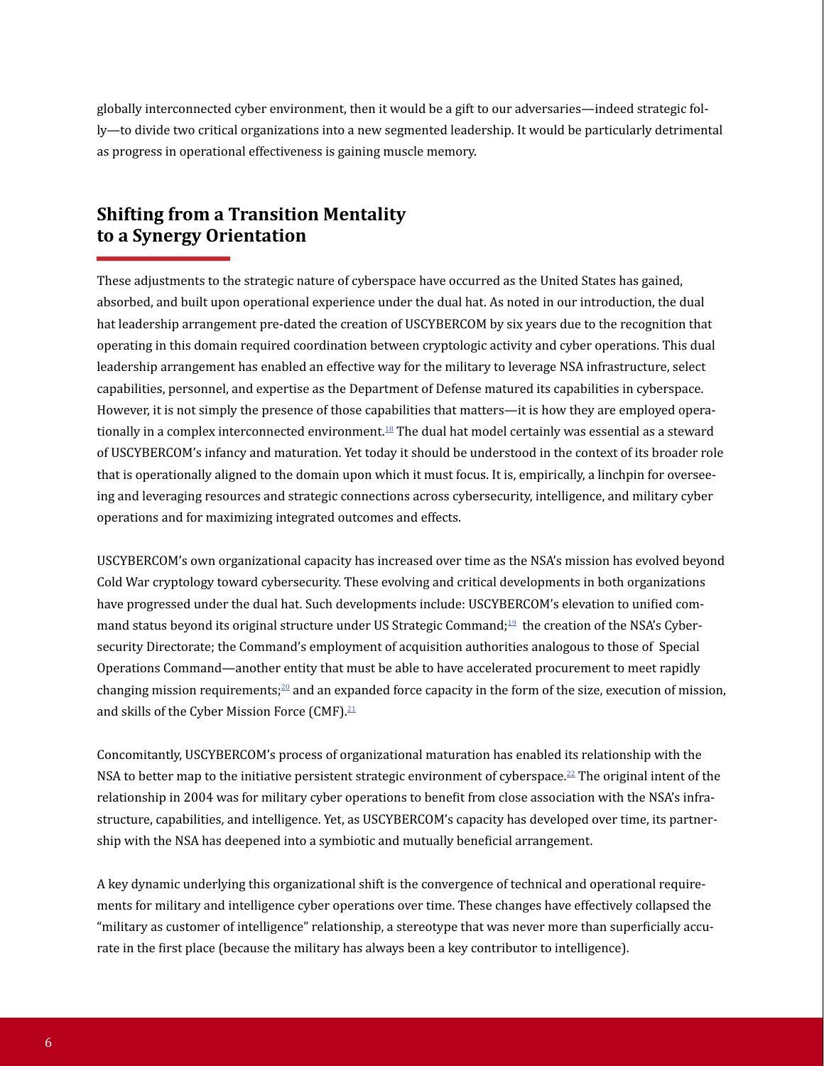globally interconnected cyber environment, then it would be a gift to our adversaries—indeed strategic folly—to divide two critical organizations into a new segmented leadership. It would be particularly detrimental as progress in operational effectiveness is gaining muscle memory.

## Shifting from a Transition Mentality to a Synergy Orientation

These adjustments to the strategic nature of cyberspace have occurred as the United States has gained, absorbed, and built upon operational experience under the dual hat. As noted in our introduction, the dual hat leadership arrangement pre-dated the creation of USCYBERCOM by six years due to the recognition that operating in this domain required coordination between cryptologic activity and cyber operations. This dual leadership arrangement has enabled an effective way for the military to leverage NSA infrastructure, select capabilities, personnel, and expertise as the Department of Defense matured its capabilities in cyberspace. However, it is not simply the presence of those capabilities that matters—it is how they are employed operationally in a complex interconnected environment.[18] The dual hat model certainly was essential as a steward of USCYBERCOM's infancy and maturation. Yet today it should be understood in the context of its broader role that is operationally aligned to the domain upon which it must focus. It is, empirically, a linchpin for overseeing and leveraging resources and strategic connections across cybersecurity, intelligence, and military cyber operations and for maximizing integrated outcomes and effects.

USCYBERCOM's own organizational capacity has increased over time as the NSA's mission has evolved beyond Cold War cryptology toward cybersecurity. These evolving and critical developments in both organizations have progressed under the dual hat. Such developments include: USCYBERCOM's elevation to unified command status beyond its original structure under US Strategic Command;[19] the creation of the NSA's Cybersecurity Directorate; the Command's employment of acquisition authorities analogous to those of Special Operations Command—another entity that must be able to have accelerated procurement to meet rapidly changing mission requirements;[20] and an expanded force capacity in the form of the size, execution of mission, and skills of the Cyber Mission Force (CMF).[21]

Concomitantly, USCYBERCOM's process of organizational maturation has enabled its relationship with the NSA to better map to the initiative persistent strategic environment of cyberspace.[22] The original intent of the relationship in 2004 was for military cyber operations to benefit from close association with the NSA's infrastructure, capabilities, and intelligence. Yet, as USCYBERCOM's capacity has developed over time, its partnership with the NSA has deepened into a symbiotic and mutually beneficial arrangement.

A key dynamic underlying this organizational shift is the convergence of technical and operational requirements for military and intelligence cyber operations over time. These changes have effectively collapsed the "military as customer of intelligence" relationship, a stereotype that was never more than superficially accurate in the first place (because the military has always been a key contributor to intelligence).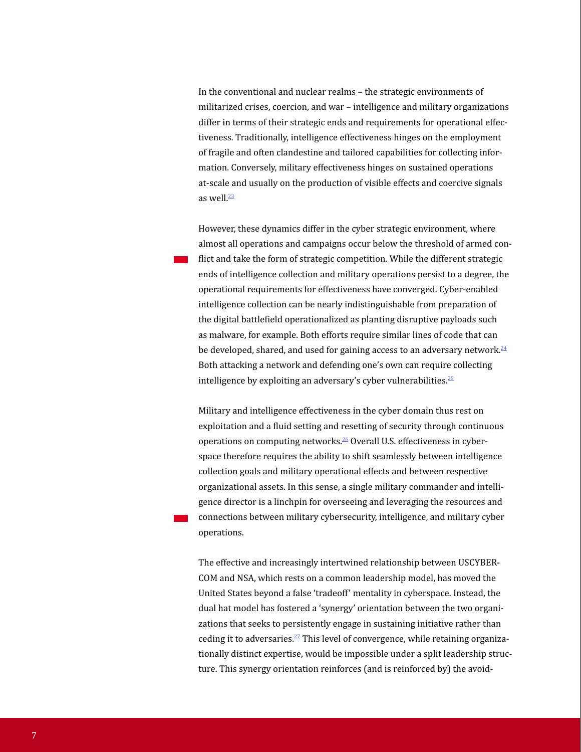In the conventional and nuclear realms – the strategic environments of militarized crises, coercion, and war – intelligence and military organizations differ in terms of their strategic ends and requirements for operational effectiveness. Traditionally, intelligence effectiveness hinges on the employment of fragile and often clandestine and tailored capabilities for collecting information. Conversely, military effectiveness hinges on sustained operations at-scale and usually on the production of visible effects and coercive signals as well.[23]

However, these dynamics differ in the cyber strategic environment, where almost all operations and campaigns occur below the threshold of armed conflict and take the form of strategic competition. While the different strategic ends of intelligence collection and military operations persist to a degree, the operational requirements for effectiveness have converged. Cyber-enabled intelligence collection can be nearly indistinguishable from preparation of the digital battlefield operationalized as planting disruptive payloads such as malware, for example. Both efforts require similar lines of code that can be developed, shared, and used for gaining access to an adversary network.[24] Both attacking a network and defending one's own can require collecting intelligence by exploiting an adversary's cyber vulnerabilities.[25]

Military and intelligence effectiveness in the cyber domain thus rest on exploitation and a fluid setting and resetting of security through continuous operations on computing networks.[26] Overall U.S. effectiveness in cyberspace therefore requires the ability to shift seamlessly between intelligence collection goals and military operational effects and between respective organizational assets. In this sense, a single military commander and intelligence director is a linchpin for overseeing and leveraging the resources and connections between military cybersecurity, intelligence, and military cyber operations.

The effective and increasingly intertwined relationship between USCYBERCOM and NSA, which rests on a common leadership model, has moved the United States beyond a false 'tradeoff' mentality in cyberspace. Instead, the dual hat model has fostered a 'synergy' orientation between the two organizations that seeks to persistently engage in sustaining initiative rather than ceding it to adversaries.[27] This level of convergence, while retaining organizationally distinct expertise, would be impossible under a split leadership structure. This synergy orientation reinforces (and is reinforced by) the avoid-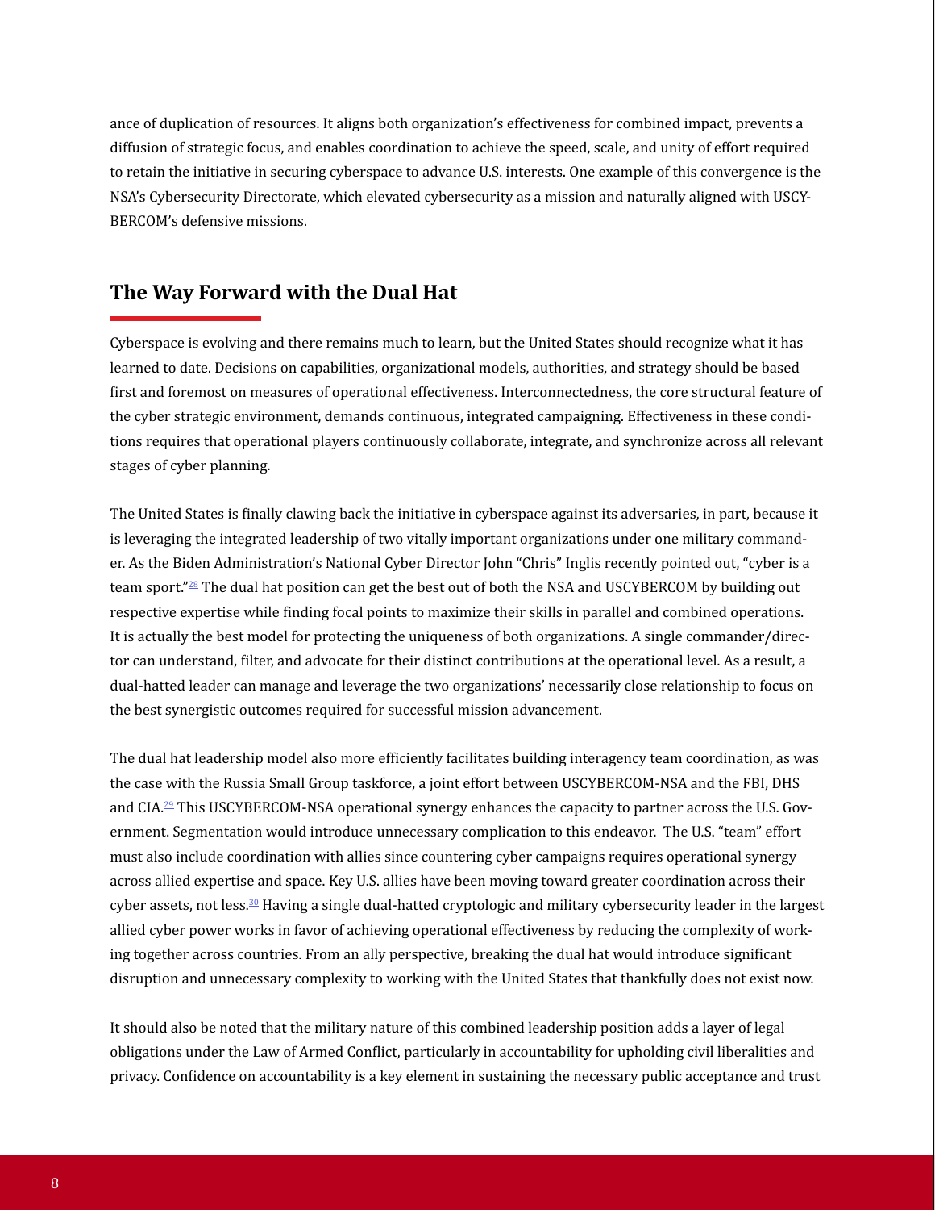ance of duplication of resources. It aligns both organization's effectiveness for combined impact, prevents a diffusion of strategic focus, and enables coordination to achieve the speed, scale, and unity of effort required to retain the initiative in securing cyberspace to advance U.S. interests. One example of this convergence is the NSA's Cybersecurity Directorate, which elevated cybersecurity as a mission and naturally aligned with USCYBERCOM's defensive missions.

## The Way Forward with the Dual Hat

Cyberspace is evolving and there remains much to learn, but the United States should recognize what it has learned to date. Decisions on capabilities, organizational models, authorities, and strategy should be based first and foremost on measures of operational effectiveness. Interconnectedness, the core structural feature of the cyber strategic environment, demands continuous, integrated campaigning. Effectiveness in these conditions requires that operational players continuously collaborate, integrate, and synchronize across all relevant stages of cyber planning.

The United States is finally clawing back the initiative in cyberspace against its adversaries, in part, because it is leveraging the integrated leadership of two vitally important organizations under one military commander. As the Biden Administration's National Cyber Director John "Chris" Inglis recently pointed out, "cyber is a team sport."[28] The dual hat position can get the best out of both the NSA and USCYBERCOM by building out respective expertise while finding focal points to maximize their skills in parallel and combined operations. It is actually the best model for protecting the uniqueness of both organizations. A single commander/director can understand, filter, and advocate for their distinct contributions at the operational level. As a result, a dual-hatted leader can manage and leverage the two organizations' necessarily close relationship to focus on the best synergistic outcomes required for successful mission advancement.

The dual hat leadership model also more efficiently facilitates building interagency team coordination, as was the case with the Russia Small Group taskforce, a joint effort between USCYBERCOM-NSA and the FBI, DHS and CIA.[29] This USCYBERCOM-NSA operational synergy enhances the capacity to partner across the U.S. Government. Segmentation would introduce unnecessary complication to this endeavor. The U.S. "team" effort must also include coordination with allies since countering cyber campaigns requires operational synergy across allied expertise and space. Key U.S. allies have been moving toward greater coordination across their cyber assets, not less.[30] Having a single dual-hatted cryptologic and military cybersecurity leader in the largest allied cyber power works in favor of achieving operational effectiveness by reducing the complexity of working together across countries. From an ally perspective, breaking the dual hat would introduce significant disruption and unnecessary complexity to working with the United States that thankfully does not exist now.

It should also be noted that the military nature of this combined leadership position adds a layer of legal obligations under the Law of Armed Conflict, particularly in accountability for upholding civil liberalities and privacy. Confidence on accountability is a key element in sustaining the necessary public acceptance and trust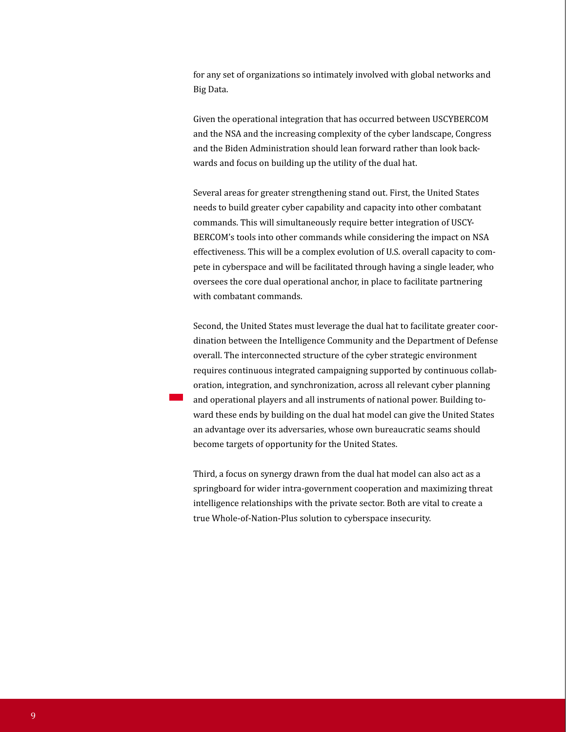for any set of organizations so intimately involved with global networks and Big Data.

Given the operational integration that has occurred between USCYBERCOM and the NSA and the increasing complexity of the cyber landscape, Congress and the Biden Administration should lean forward rather than look backwards and focus on building up the utility of the dual hat.

Several areas for greater strengthening stand out. First, the United States needs to build greater cyber capability and capacity into other combatant commands. This will simultaneously require better integration of USCYBERCOM's tools into other commands while considering the impact on NSA effectiveness. This will be a complex evolution of U.S. overall capacity to compete in cyberspace and will be facilitated through having a single leader, who oversees the core dual operational anchor, in place to facilitate partnering with combatant commands.

Second, the United States must leverage the dual hat to facilitate greater coordination between the Intelligence Community and the Department of Defense overall. The interconnected structure of the cyber strategic environment requires continuous integrated campaigning supported by continuous collaboration, integration, and synchronization, across all relevant cyber planning and operational players and all instruments of national power. Building toward these ends by building on the dual hat model can give the United States an advantage over its adversaries, whose own bureaucratic seams should become targets of opportunity for the United States.

Third, a focus on synergy drawn from the dual hat model can also act as a springboard for wider intra-government cooperation and maximizing threat intelligence relationships with the private sector. Both are vital to create a true Whole-of-Nation-Plus solution to cyberspace insecurity.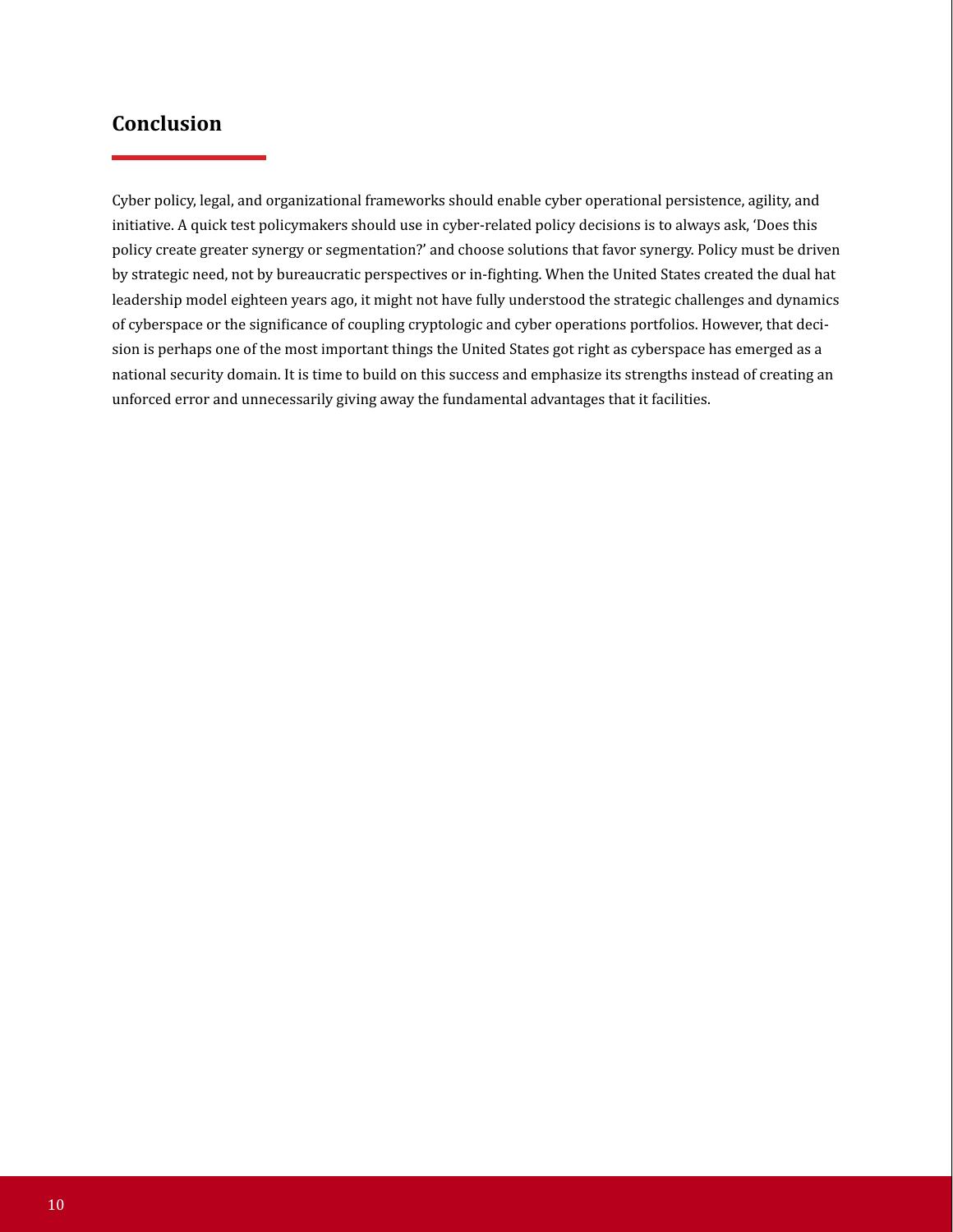## Conclusion

Cyber policy, legal, and organizational frameworks should enable cyber operational persistence, agility, and initiative. A quick test policymakers should use in cyber-related policy decisions is to always ask, 'Does this policy create greater synergy or segmentation?' and choose solutions that favor synergy. Policy must be driven by strategic need, not by bureaucratic perspectives or in-fighting. When the United States created the dual hat leadership model eighteen years ago, it might not have fully understood the strategic challenges and dynamics of cyberspace or the significance of coupling cryptologic and cyber operations portfolios. However, that decision is perhaps one of the most important things the United States got right as cyberspace has emerged as a national security domain. It is time to build on this success and emphasize its strengths instead of creating an unforced error and unnecessarily giving away the fundamental advantages that it facilities.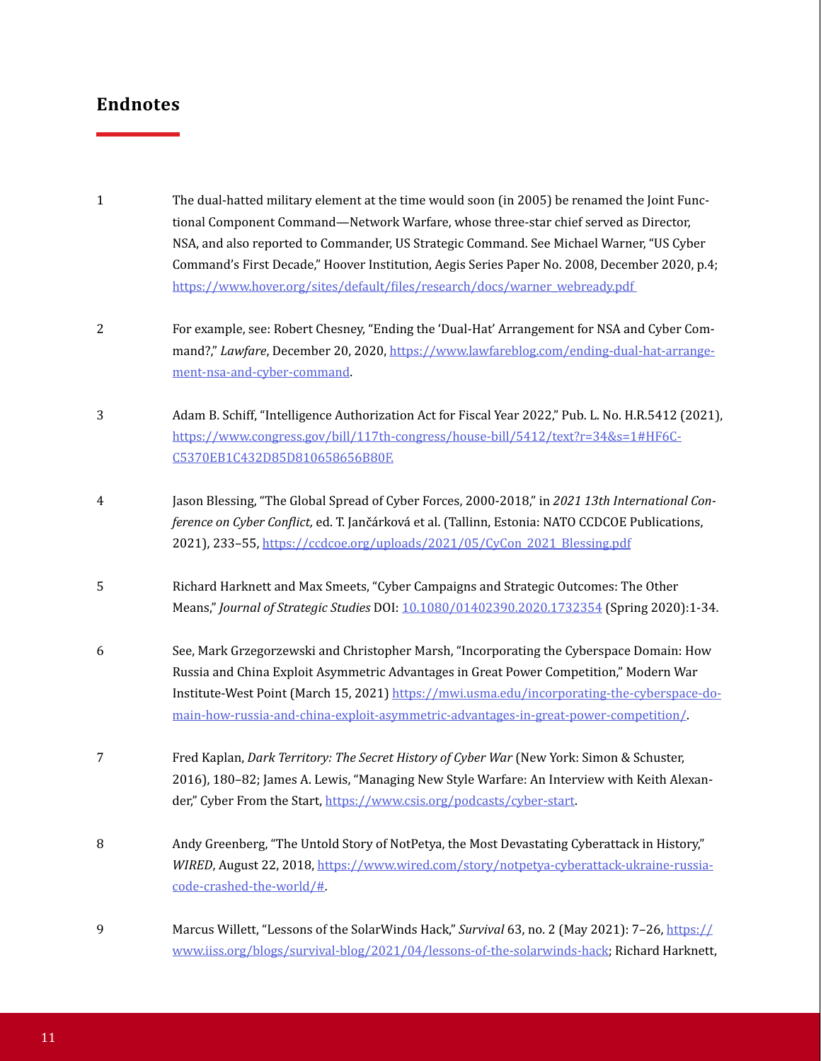## Endnotes

1 The dual-hatted military element at the time would soon (in 2005) be renamed the Joint Functional Component Command—Network Warfare, whose three-star chief served as Director, NSA, and also reported to Commander, US Strategic Command. See Michael Warner, "US Cyber Command's First Decade," Hoover Institution, Aegis Series Paper No. 2008, December 2020, p.4; https://www.hover.org/sites/default/files/research/docs/warner_webready.pdf

2 For example, see: Robert Chesney, "Ending the 'Dual-Hat' Arrangement for NSA and Cyber Command?," *Lawfare*, December 20, 2020, https://www.lawfareblog.com/ending-dual-hat-arrangement-nsa-and-cyber-command.

3 Adam B. Schiff, "Intelligence Authorization Act for Fiscal Year 2022," Pub. L. No. H.R.5412 (2021), https://www.congress.gov/bill/117th-congress/house-bill/5412/text?r=34&s=1#HF6CC5370EB1C432D85D810658656B80F.

4 Jason Blessing, "The Global Spread of Cyber Forces, 2000-2018," in *2021 13th International Conference on Cyber Conflict,* ed. T. Jančárková et al. (Tallinn, Estonia: NATO CCDCOE Publications, 2021), 233–55, https://ccdcoe.org/uploads/2021/05/CyCon_2021_Blessing.pdf

5 Richard Harknett and Max Smeets, "Cyber Campaigns and Strategic Outcomes: The Other Means," *Journal of Strategic Studies* DOI: 10.1080/01402390.2020.1732354 (Spring 2020):1-34.

6 See, Mark Grzegorzewski and Christopher Marsh, "Incorporating the Cyberspace Domain: How Russia and China Exploit Asymmetric Advantages in Great Power Competition," Modern War Institute-West Point (March 15, 2021) https://mwi.usma.edu/incorporating-the-cyberspace-domain-how-russia-and-china-exploit-asymmetric-advantages-in-great-power-competition/.

7 Fred Kaplan, *Dark Territory: The Secret History of Cyber War* (New York: Simon & Schuster, 2016), 180–82; James A. Lewis, "Managing New Style Warfare: An Interview with Keith Alexander," Cyber From the Start, https://www.csis.org/podcasts/cyber-start.

8 Andy Greenberg, "The Untold Story of NotPetya, the Most Devastating Cyberattack in History," *WIRED*, August 22, 2018, https://www.wired.com/story/notpetya-cyberattack-ukraine-russia-code-crashed-the-world/#.

9 Marcus Willett, "Lessons of the SolarWinds Hack," *Survival* 63, no. 2 (May 2021): 7–26, https://www.iiss.org/blogs/survival-blog/2021/04/lessons-of-the-solarwinds-hack; Richard Harknett,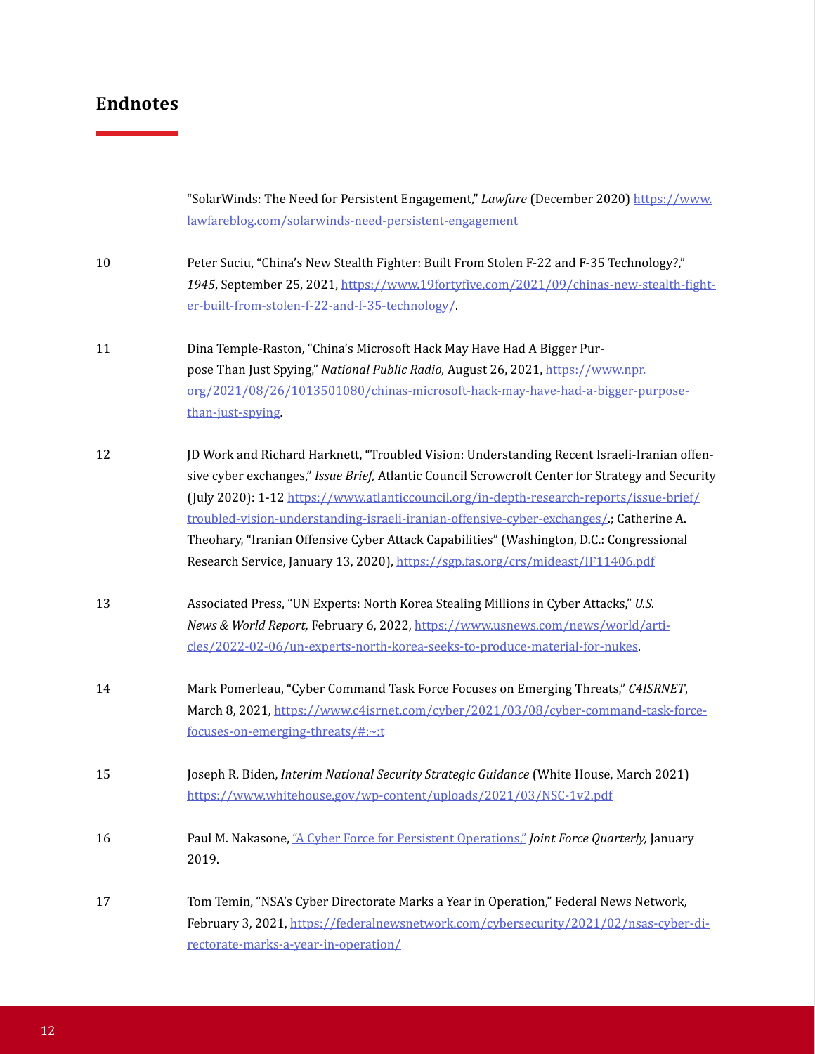## Endnotes

"SolarWinds: The Need for Persistent Engagement," *Lawfare* (December 2020) https://www.lawfareblog.com/solarwinds-need-persistent-engagement

10 Peter Suciu, "China's New Stealth Fighter: Built From Stolen F-22 and F-35 Technology?," *1945*, September 25, 2021, https://www.19fortyfive.com/2021/09/chinas-new-stealth-fighter-built-from-stolen-f-22-and-f-35-technology/.

11 Dina Temple-Raston, "China's Microsoft Hack May Have Had A Bigger Purpose Than Just Spying," *National Public Radio,* August 26, 2021, https://www.npr.org/2021/08/26/1013501080/chinas-microsoft-hack-may-have-had-a-bigger-purpose-than-just-spying.

12 JD Work and Richard Harknett, "Troubled Vision: Understanding Recent Israeli-Iranian offensive cyber exchanges," *Issue Brief,* Atlantic Council Scrowcroft Center for Strategy and Security (July 2020): 1-12 https://www.atlanticcouncil.org/in-depth-research-reports/issue-brief/troubled-vision-understanding-israeli-iranian-offensive-cyber-exchanges/.; Catherine A. Theohary, "Iranian Offensive Cyber Attack Capabilities" (Washington, D.C.: Congressional Research Service, January 13, 2020), https://sgp.fas.org/crs/mideast/IF11406.pdf

13 Associated Press, "UN Experts: North Korea Stealing Millions in Cyber Attacks," *U.S. News & World Report,* February 6, 2022, https://www.usnews.com/news/world/articles/2022-02-06/un-experts-north-korea-seeks-to-produce-material-for-nukes.

14 Mark Pomerleau, "Cyber Command Task Force Focuses on Emerging Threats," *C4ISRNET*, March 8, 2021, https://www.c4isrnet.com/cyber/2021/03/08/cyber-command-task-force-focuses-on-emerging-threats/#:~:t

15 Joseph R. Biden, *Interim National Security Strategic Guidance* (White House, March 2021) https://www.whitehouse.gov/wp-content/uploads/2021/03/NSC-1v2.pdf

16 Paul M. Nakasone, "A Cyber Force for Persistent Operations," *Joint Force Quarterly,* January 2019.

17 Tom Temin, "NSA's Cyber Directorate Marks a Year in Operation," Federal News Network, February 3, 2021, https://federalnewsnetwork.com/cybersecurity/2021/02/nsas-cyber-directorate-marks-a-year-in-operation/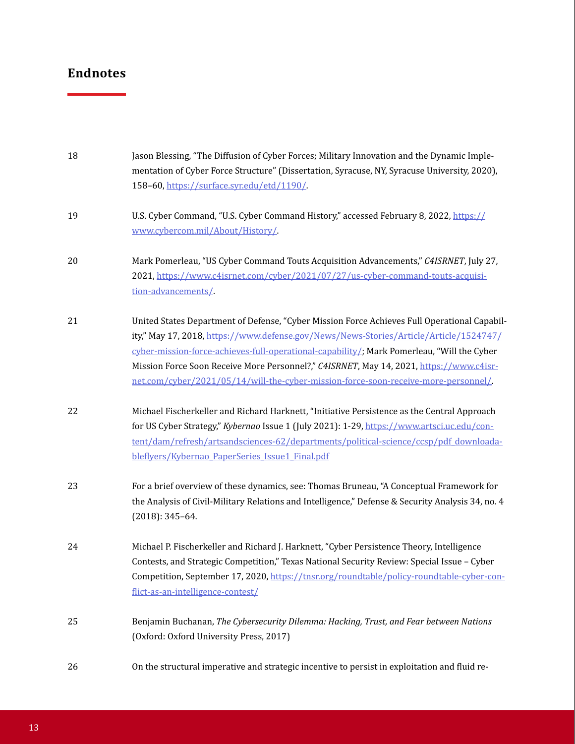## Endnotes

18 Jason Blessing, "The Diffusion of Cyber Forces; Military Innovation and the Dynamic Implementation of Cyber Force Structure" (Dissertation, Syracuse, NY, Syracuse University, 2020), 158–60, https://surface.syr.edu/etd/1190/.

19 U.S. Cyber Command, "U.S. Cyber Command History," accessed February 8, 2022, https://www.cybercom.mil/About/History/.

20 Mark Pomerleau, "US Cyber Command Touts Acquisition Advancements," *C4ISRNET*, July 27, 2021, https://www.c4isrnet.com/cyber/2021/07/27/us-cyber-command-touts-acquisition-advancements/.

21 United States Department of Defense, "Cyber Mission Force Achieves Full Operational Capability," May 17, 2018, https://www.defense.gov/News/News-Stories/Article/Article/1524747/cyber-mission-force-achieves-full-operational-capability/; Mark Pomerleau, "Will the Cyber Mission Force Soon Receive More Personnel?," *C4ISRNET*, May 14, 2021, https://www.c4isrnet.com/cyber/2021/05/14/will-the-cyber-mission-force-soon-receive-more-personnel/.

22 Michael Fischerkeller and Richard Harknett, "Initiative Persistence as the Central Approach for US Cyber Strategy," *Kybernao* Issue 1 (July 2021): 1-29, https://www.artsci.uc.edu/content/dam/refresh/artsandsciences-62/departments/political-science/ccsp/pdf_downloadableflyers/Kybernao_PaperSeries_Issue1_Final.pdf

23 For a brief overview of these dynamics, see: Thomas Bruneau, "A Conceptual Framework for the Analysis of Civil-Military Relations and Intelligence," Defense & Security Analysis 34, no. 4 (2018): 345–64.

24 Michael P. Fischerkeller and Richard J. Harknett, "Cyber Persistence Theory, Intelligence Contests, and Strategic Competition," Texas National Security Review: Special Issue – Cyber Competition, September 17, 2020, https://tnsr.org/roundtable/policy-roundtable-cyber-conflict-as-an-intelligence-contest/

25 Benjamin Buchanan, *The Cybersecurity Dilemma: Hacking, Trust, and Fear between Nations* (Oxford: Oxford University Press, 2017)

26 On the structural imperative and strategic incentive to persist in exploitation and fluid re-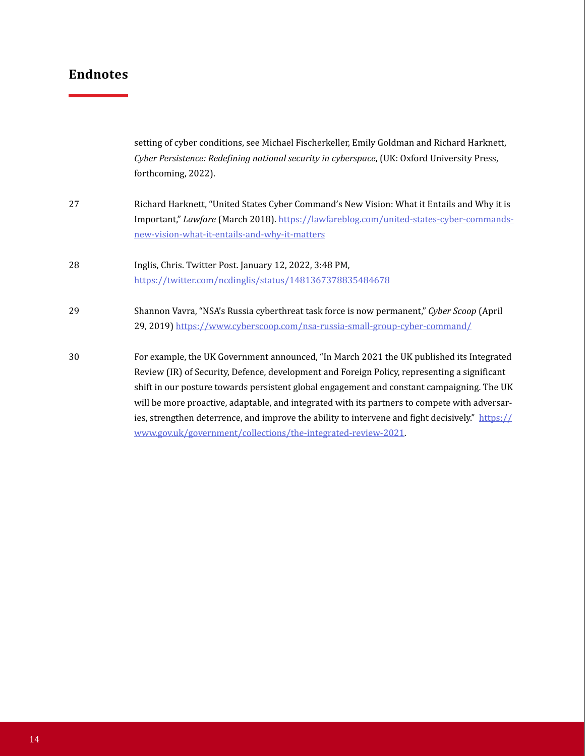## Endnotes

setting of cyber conditions, see Michael Fischerkeller, Emily Goldman and Richard Harknett, *Cyber Persistence: Redefining national security in cyberspace*, (UK: Oxford University Press, forthcoming, 2022).

27 Richard Harknett, "United States Cyber Command's New Vision: What it Entails and Why it is Important," *Lawfare* (March 2018). https://lawfareblog.com/united-states-cyber-commands-new-vision-what-it-entails-and-why-it-matters

28 Inglis, Chris. Twitter Post. January 12, 2022, 3:48 PM, https://twitter.com/ncdinglis/status/1481367378835484678

29 Shannon Vavra, "NSA's Russia cyberthreat task force is now permanent," *Cyber Scoop* (April 29, 2019) https://www.cyberscoop.com/nsa-russia-small-group-cyber-command/

30 For example, the UK Government announced, "In March 2021 the UK published its Integrated Review (IR) of Security, Defence, development and Foreign Policy, representing a significant shift in our posture towards persistent global engagement and constant campaigning. The UK will be more proactive, adaptable, and integrated with its partners to compete with adversaries, strengthen deterrence, and improve the ability to intervene and fight decisively." https://www.gov.uk/government/collections/the-integrated-review-2021.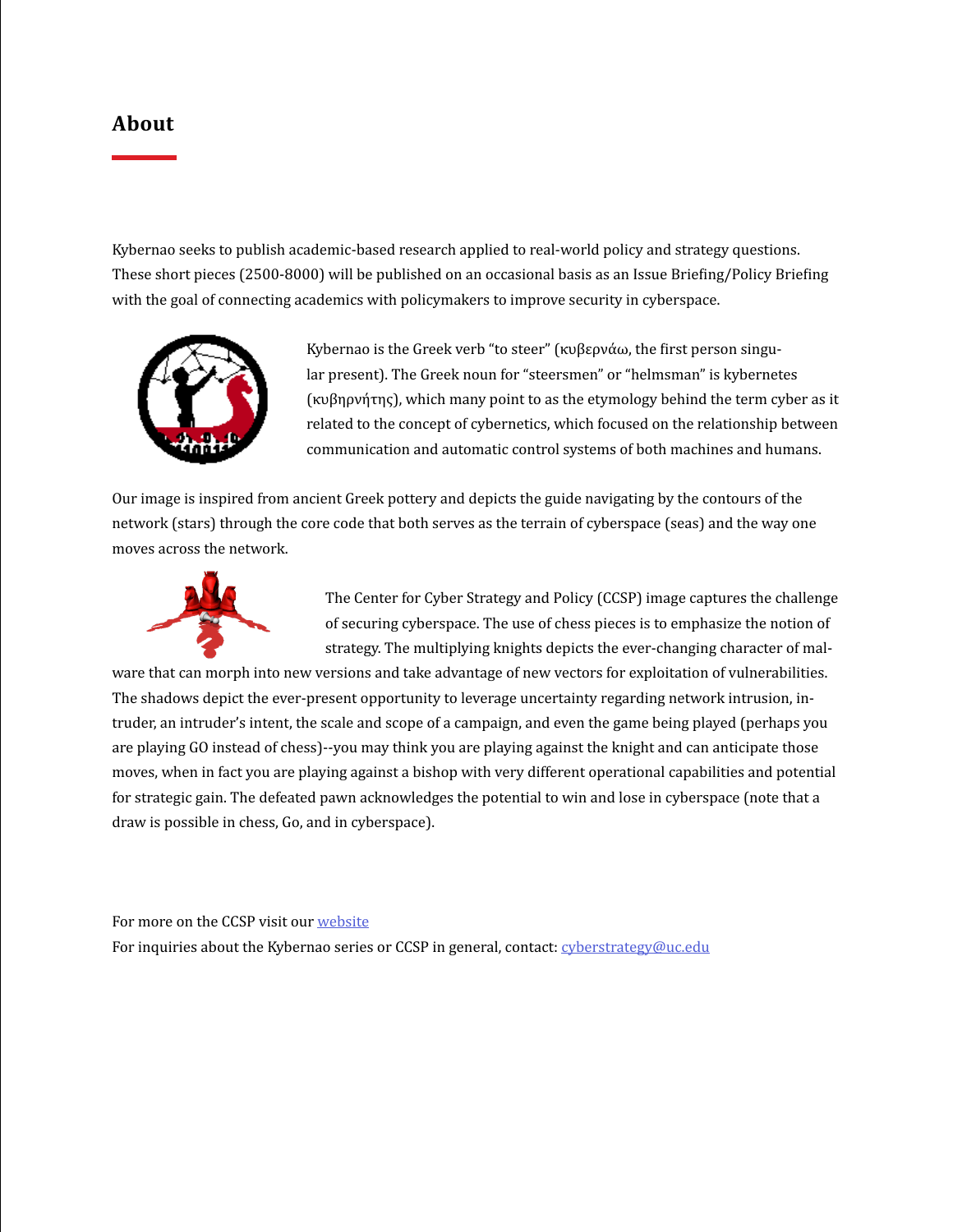## About

Kybernao seeks to publish academic-based research applied to real-world policy and strategy questions. These short pieces (2500-8000) will be published on an occasional basis as an Issue Briefing/Policy Briefing with the goal of connecting academics with policymakers to improve security in cyberspace.

Kybernao is the Greek verb "to steer" (κυβερνάω, the first person singular present). The Greek noun for "steersmen" or "helmsman" is kybernetes (κυβηρνήτης), which many point to as the etymology behind the term cyber as it related to the concept of cybernetics, which focused on the relationship between communication and automatic control systems of both machines and humans.

Our image is inspired from ancient Greek pottery and depicts the guide navigating by the contours of the network (stars) through the core code that both serves as the terrain of cyberspace (seas) and the way one moves across the network.

The Center for Cyber Strategy and Policy (CCSP) image captures the challenge of securing cyberspace. The use of chess pieces is to emphasize the notion of strategy. The multiplying knights depicts the ever-changing character of malware that can morph into new versions and take advantage of new vectors for exploitation of vulnerabilities. The shadows depict the ever-present opportunity to leverage uncertainty regarding network intrusion, intruder, an intruder's intent, the scale and scope of a campaign, and even the game being played (perhaps you are playing GO instead of chess)--you may think you are playing against the knight and can anticipate those moves, when in fact you are playing against a bishop with very different operational capabilities and potential for strategic gain. The defeated pawn acknowledges the potential to win and lose in cyberspace (note that a draw is possible in chess, Go, and in cyberspace).

For more on the CCSP visit our website
For inquiries about the Kybernao series or CCSP in general, contact: cyberstrategy@uc.edu